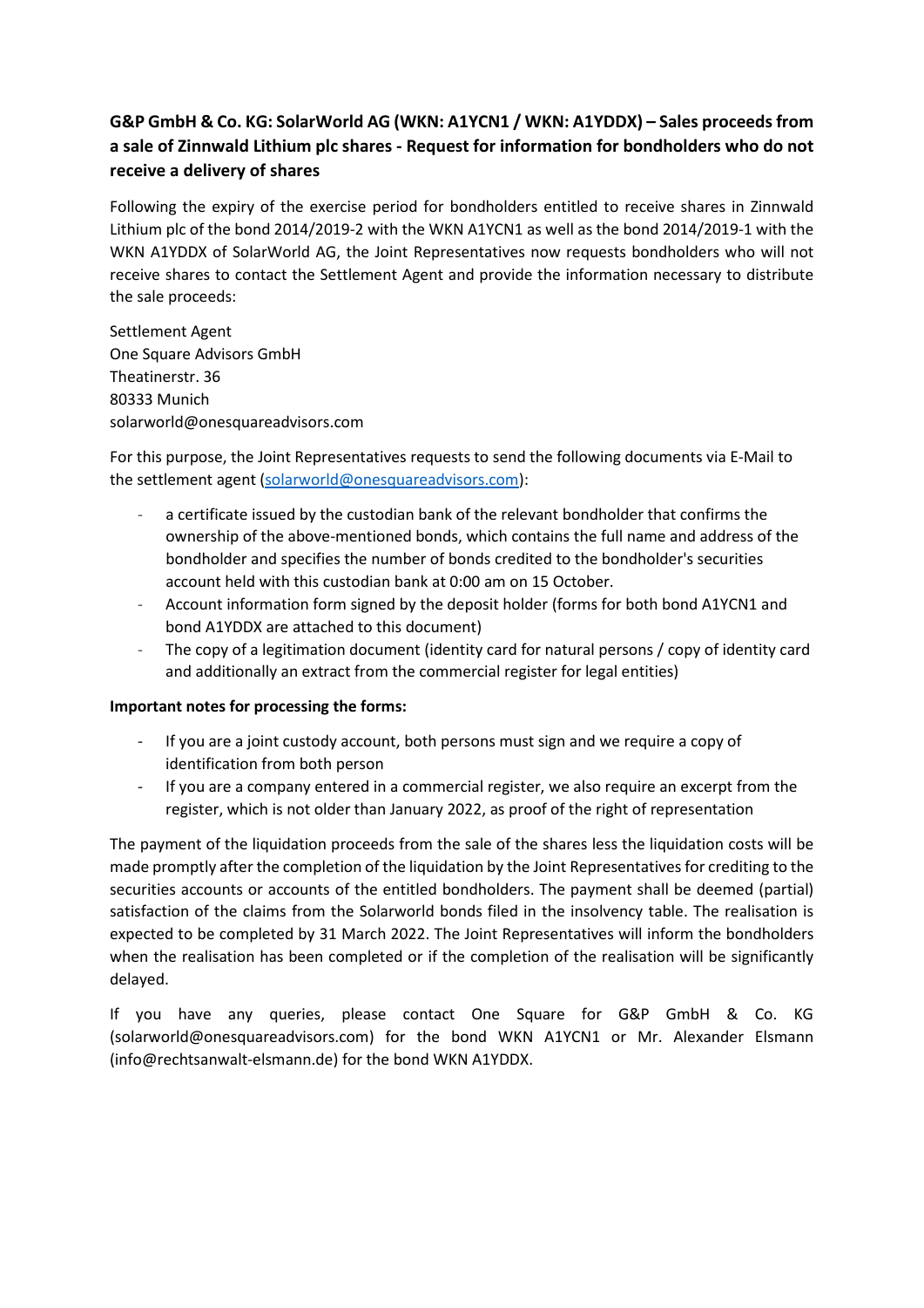**G&P GmbH & Co. KG: SolarWorld AG (WKN: A1YCN1 / WKN: A1YDDX) – Sales proceeds from a sale of Zinnwald Lithium plc shares - Request for information for bondholders who do not receive a delivery of shares**

Following the expiry of the exercise period for bondholders entitled to receive shares in Zinnwald Lithium plc of the bond 2014/2019-2 with the WKN A1YCN1 as well as the bond 2014/2019-1 with the WKN A1YDDX of SolarWorld AG, the Joint Representatives now requests bondholders who will not receive shares to contact the Settlement Agent and provide the information necessary to distribute the sale proceeds:

Settlement Agent
One Square Advisors GmbH
Theatinerstr. 36
80333 Munich
solarworld@onesquareadvisors.com

For this purpose, the Joint Representatives requests to send the following documents via E-Mail to the settlement agent (solarworld@onesquareadvisors.com):

- a certificate issued by the custodian bank of the relevant bondholder that confirms the ownership of the above-mentioned bonds, which contains the full name and address of the bondholder and specifies the number of bonds credited to the bondholder's securities account held with this custodian bank at 0:00 am on 15 October.
- Account information form signed by the deposit holder (forms for both bond A1YCN1 and bond A1YDDX are attached to this document)
- The copy of a legitimation document (identity card for natural persons / copy of identity card and additionally an extract from the commercial register for legal entities)

**Important notes for processing the forms:**

- If you are a joint custody account, both persons must sign and we require a copy of identification from both person
- If you are a company entered in a commercial register, we also require an excerpt from the register, which is not older than January 2022, as proof of the right of representation

The payment of the liquidation proceeds from the sale of the shares less the liquidation costs will be made promptly after the completion of the liquidation by the Joint Representatives for crediting to the securities accounts or accounts of the entitled bondholders. The payment shall be deemed (partial) satisfaction of the claims from the Solarworld bonds filed in the insolvency table. The realisation is expected to be completed by 31 March 2022. The Joint Representatives will inform the bondholders when the realisation has been completed or if the completion of the realisation will be significantly delayed.

If you have any queries, please contact One Square for G&P GmbH & Co. KG (solarworld@onesquareadvisors.com) for the bond WKN A1YCN1 or Mr. Alexander Elsmann (info@rechtsanwalt-elsmann.de) for the bond WKN A1YDDX.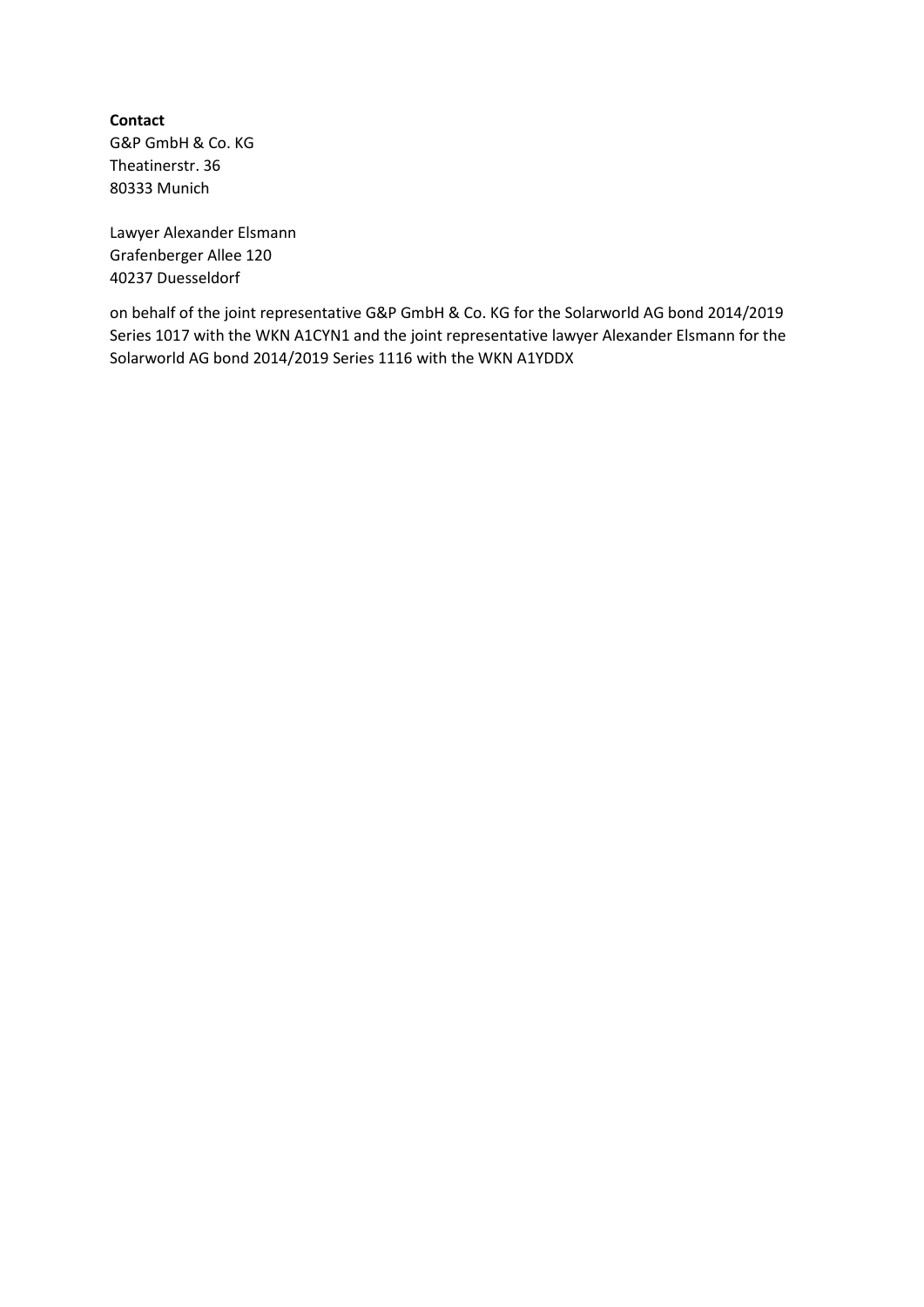**Contact**
G&P GmbH & Co. KG
Theatinerstr. 36
80333 Munich

Lawyer Alexander Elsmann
Grafenberger Allee 120
40237 Duesseldorf

on behalf of the joint representative G&P GmbH & Co. KG for the Solarworld AG bond 2014/2019 Series 1017 with the WKN A1CYN1 and the joint representative lawyer Alexander Elsmann for the Solarworld AG bond 2014/2019 Series 1116 with the WKN A1YDDX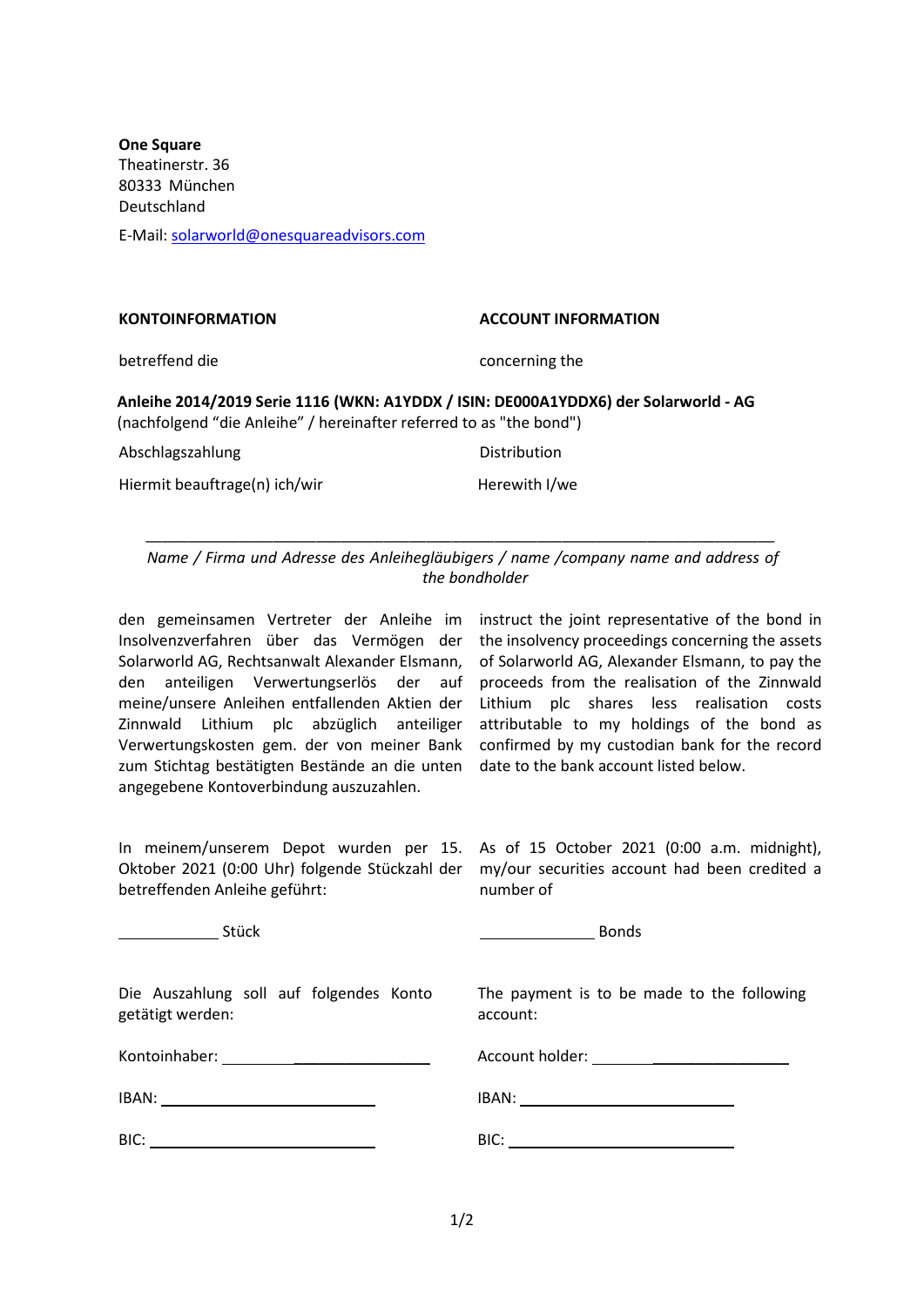**One Square**
Theatinerstr. 36
80333 München
Deutschland

E-Mail: solarworld@onesquareadvisors.com

| **KONTOINFORMATION** | **ACCOUNT INFORMATION** |
|---|---|
| betreffend die | concerning the |

**Anleihe 2014/2019 Serie 1116 (WKN: A1YDDX / ISIN: DE000A1YDDX6) der Solarworld - AG**
(nachfolgend "die Anleihe" / hereinafter referred to as "the bond")

| | |
|---|---|
| Abschlagszahlung | Distribution |
| Hiermit beauftrage(n) ich/wir | Herewith I/we |

\_\_\_\_\_\_\_\_\_\_\_\_\_\_\_\_\_\_\_\_\_\_\_\_\_\_\_\_\_\_\_\_\_\_\_\_\_\_\_\_\_\_\_\_\_\_\_\_\_\_\_\_\_\_\_\_\_\_\_\_\_\_\_\_\_\_\_\_\_\_\_\_\_\_

*Name / Firma und Adresse des Anleihegläubigers / name /company name and address of the bondholder*

den gemeinsamen Vertreter der Anleihe im Insolvenzverfahren über das Vermögen der Solarworld AG, Rechtsanwalt Alexander Elsmann, den anteiligen Verwertungserlös der auf meine/unsere Anleihen entfallenden Aktien der Zinnwald Lithium plc abzüglich anteiliger Verwertungskosten gem. der von meiner Bank zum Stichtag bestätigten Bestände an die unten angegebene Kontoverbindung auszuzahlen.

instruct the joint representative of the bond in the insolvency proceedings concerning the assets of Solarworld AG, Alexander Elsmann, to pay the proceeds from the realisation of the Zinnwald Lithium plc shares less realisation costs attributable to my holdings of the bond as confirmed by my custodian bank for the record date to the bank account listed below.

In meinem/unserem Depot wurden per 15. Oktober 2021 (0:00 Uhr) folgende Stückzahl der betreffenden Anleihe geführt:

As of 15 October 2021 (0:00 a.m. midnight), my/our securities account had been credited a number of

\_\_\_\_\_\_\_\_\_\_\_\_ Stück

\_\_\_\_\_\_\_\_\_\_\_\_ Bonds

Die Auszahlung soll auf folgendes Konto getätigt werden:

The payment is to be made to the following account:

| | |
|---|---|
| Kontoinhaber: \_\_\_\_\_\_\_\_\_\_\_\_\_\_\_\_\_\_\_\_\_\_\_\_ | Account holder: \_\_\_\_\_\_\_\_\_\_\_\_\_\_\_\_\_\_\_\_\_\_\_\_ |
| IBAN: \_\_\_\_\_\_\_\_\_\_\_\_\_\_\_\_\_\_\_\_\_\_\_\_ | IBAN: \_\_\_\_\_\_\_\_\_\_\_\_\_\_\_\_\_\_\_\_\_\_\_\_ |
| BIC: \_\_\_\_\_\_\_\_\_\_\_\_\_\_\_\_\_\_\_\_\_\_\_\_ | BIC: \_\_\_\_\_\_\_\_\_\_\_\_\_\_\_\_\_\_\_\_\_\_\_\_ |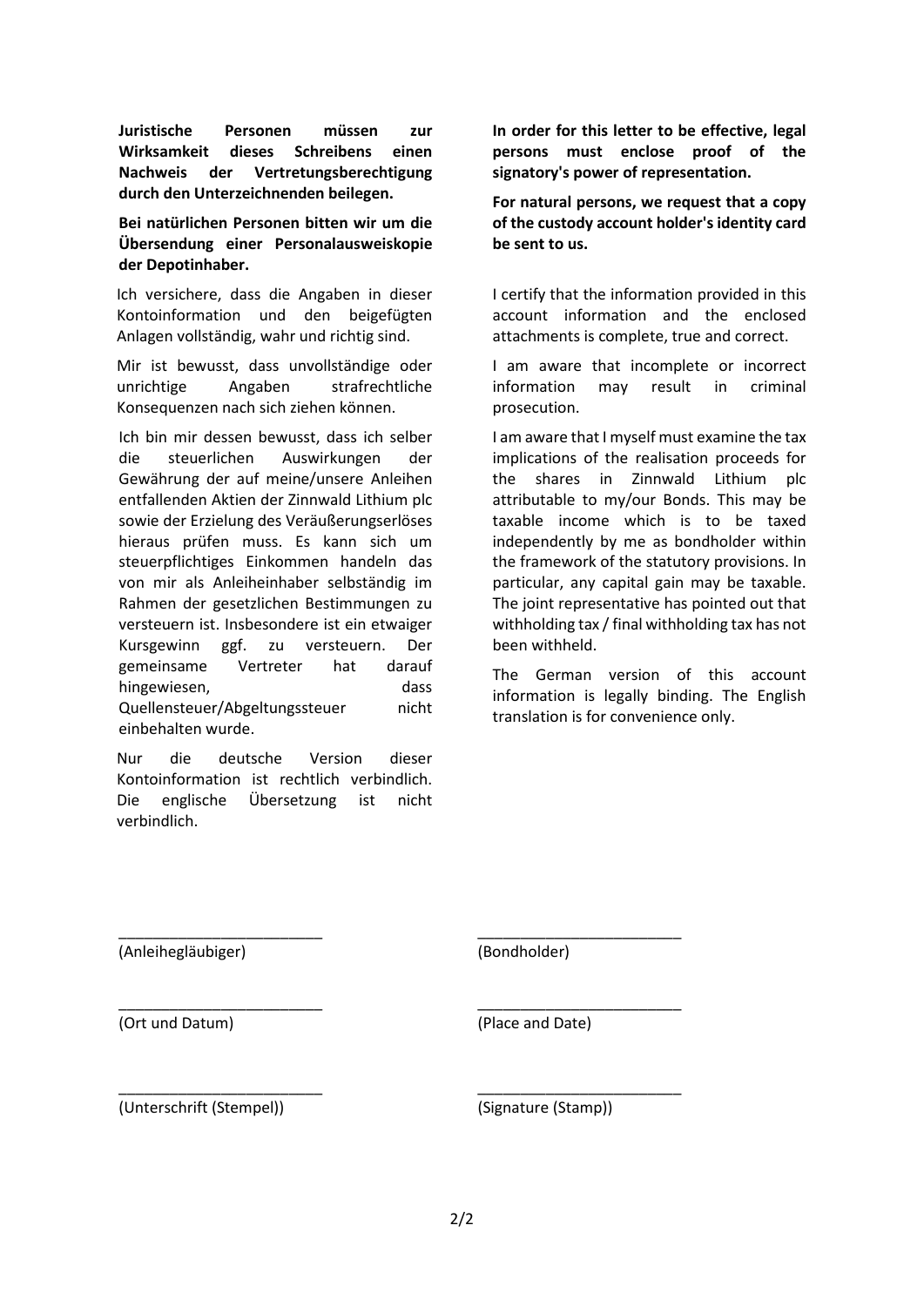**Juristische Personen müssen zur Wirksamkeit dieses Schreibens einen Nachweis der Vertretungsberechtigung durch den Unterzeichnenden beilegen.**

**Bei natürlichen Personen bitten wir um die Übersendung einer Personalausweiskopie der Depotinhaber.**

Ich versichere, dass die Angaben in dieser Kontoinformation und den beigefügten Anlagen vollständig, wahr und richtig sind.

Mir ist bewusst, dass unvollständige oder unrichtige Angaben strafrechtliche Konsequenzen nach sich ziehen können.

Ich bin mir dessen bewusst, dass ich selber die steuerlichen Auswirkungen der Gewährung der auf meine/unsere Anleihen entfallenden Aktien der Zinnwald Lithium plc sowie der Erzielung des Veräußerungserlöses hieraus prüfen muss. Es kann sich um steuerpflichtiges Einkommen handeln das von mir als Anleiheinhaber selbständig im Rahmen der gesetzlichen Bestimmungen zu versteuern ist. Insbesondere ist ein etwaiger Kursgewinn ggf. zu versteuern. Der gemeinsame Vertreter hat darauf hingewiesen, dass Quellensteuer/Abgeltungssteuer nicht einbehalten wurde.

Nur die deutsche Version dieser Kontoinformation ist rechtlich verbindlich. Die englische Übersetzung ist nicht verbindlich.

**In order for this letter to be effective, legal persons must enclose proof of the signatory's power of representation.**

**For natural persons, we request that a copy of the custody account holder's identity card be sent to us.**

I certify that the information provided in this account information and the enclosed attachments is complete, true and correct.

I am aware that incomplete or incorrect information may result in criminal prosecution.

I am aware that I myself must examine the tax implications of the realisation proceeds for the shares in Zinnwald Lithium plc attributable to my/our Bonds. This may be taxable income which is to be taxed independently by me as bondholder within the framework of the statutory provisions. In particular, any capital gain may be taxable. The joint representative has pointed out that withholding tax / final withholding tax has not been withheld.

The German version of this account information is legally binding. The English translation is for convenience only.

________________________
(Anleihegläubiger)

________________________
(Ort und Datum)

________________________
(Unterschrift (Stempel))

________________________
(Bondholder)

________________________
(Place and Date)

________________________
(Signature (Stamp))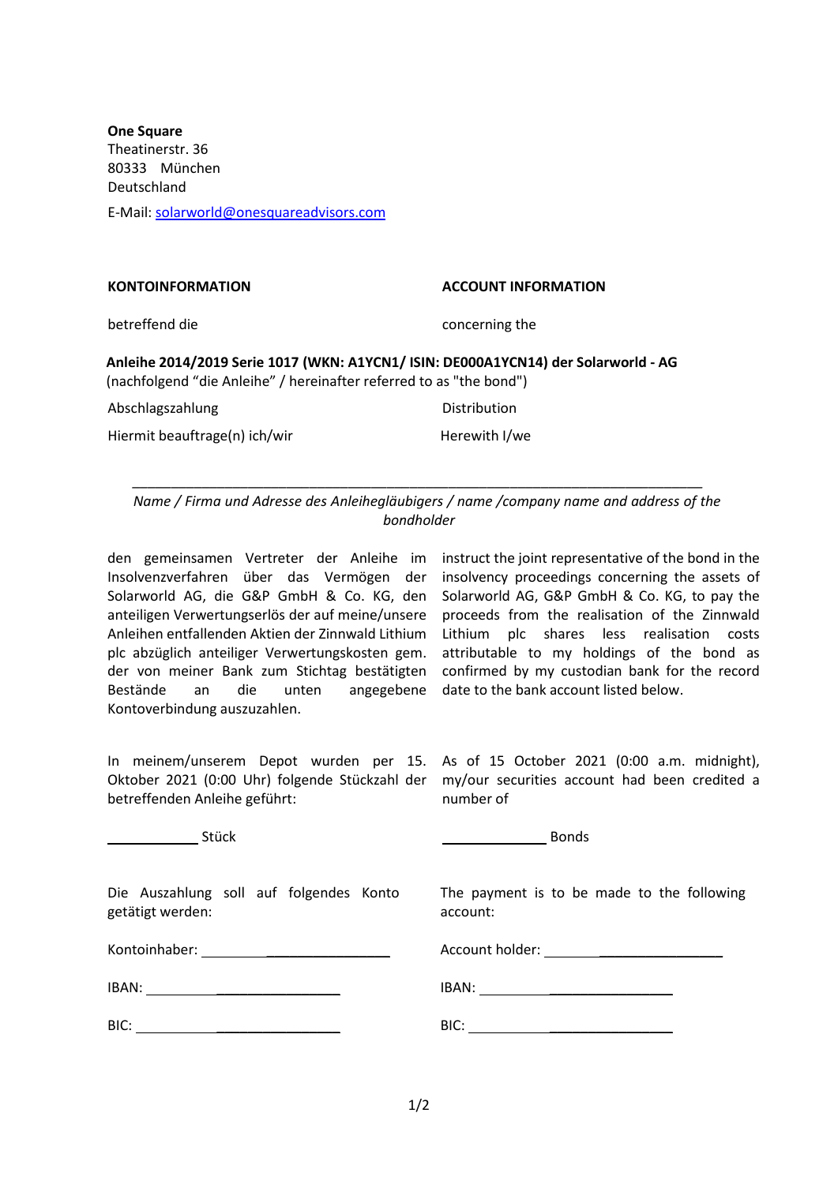**One Square**
Theatinerstr. 36
80333 München
Deutschland

E-Mail: solarworld@onesquareadvisors.com

**KONTOINFORMATION**

betreffend die

**ACCOUNT INFORMATION**

concerning the

**Anleihe 2014/2019 Serie 1017 (WKN: A1YCN1/ ISIN: DE000A1YCN14) der Solarworld - AG**
(nachfolgend "die Anleihe" / hereinafter referred to as "the bond")

Abschlagszahlung

Distribution

Hiermit beauftrage(n) ich/wir

Herewith I/we

\_\_\_\_\_\_\_\_\_\_\_\_\_\_\_\_\_\_\_\_\_\_\_\_\_\_\_\_\_\_\_\_\_\_\_\_\_\_\_\_\_\_\_\_\_\_\_\_\_\_\_\_\_\_\_\_\_\_\_\_\_\_\_\_\_\_\_\_\_\_

*Name / Firma und Adresse des Anleihegläubigers / name /company name and address of the bondholder*

den gemeinsamen Vertreter der Anleihe im Insolvenzverfahren über das Vermögen der Solarworld AG, die G&P GmbH & Co. KG, den anteiligen Verwertungserlös der auf meine/unsere Anleihen entfallenden Aktien der Zinnwald Lithium plc abzüglich anteiliger Verwertungskosten gem. der von meiner Bank zum Stichtag bestätigten Bestände an die unten angegebene Kontoverbindung auszuzahlen.

instruct the joint representative of the bond in the insolvency proceedings concerning the assets of Solarworld AG, G&P GmbH & Co. KG, to pay the proceeds from the realisation of the Zinnwald Lithium plc shares less realisation costs attributable to my holdings of the bond as confirmed by my custodian bank for the record date to the bank account listed below.

In meinem/unserem Depot wurden per 15. Oktober 2021 (0:00 Uhr) folgende Stückzahl der betreffenden Anleihe geführt:

\_\_\_\_\_\_\_\_\_\_\_\_ Stück

As of 15 October 2021 (0:00 a.m. midnight), my/our securities account had been credited a number of

\_\_\_\_\_\_\_\_\_\_\_\_ Bonds

Die Auszahlung soll auf folgendes Konto getätigt werden:

Kontoinhaber: \_\_\_\_\_\_\_\_\_\_\_\_\_\_\_\_\_\_\_\_

IBAN: \_\_\_\_\_\_\_\_\_\_\_\_\_\_\_\_\_\_\_\_

BIC: \_\_\_\_\_\_\_\_\_\_\_\_\_\_\_\_\_\_\_\_

The payment is to be made to the following account:

Account holder: \_\_\_\_\_\_\_\_\_\_\_\_\_\_\_\_\_\_\_\_

IBAN: \_\_\_\_\_\_\_\_\_\_\_\_\_\_\_\_\_\_\_\_

BIC: \_\_\_\_\_\_\_\_\_\_\_\_\_\_\_\_\_\_\_\_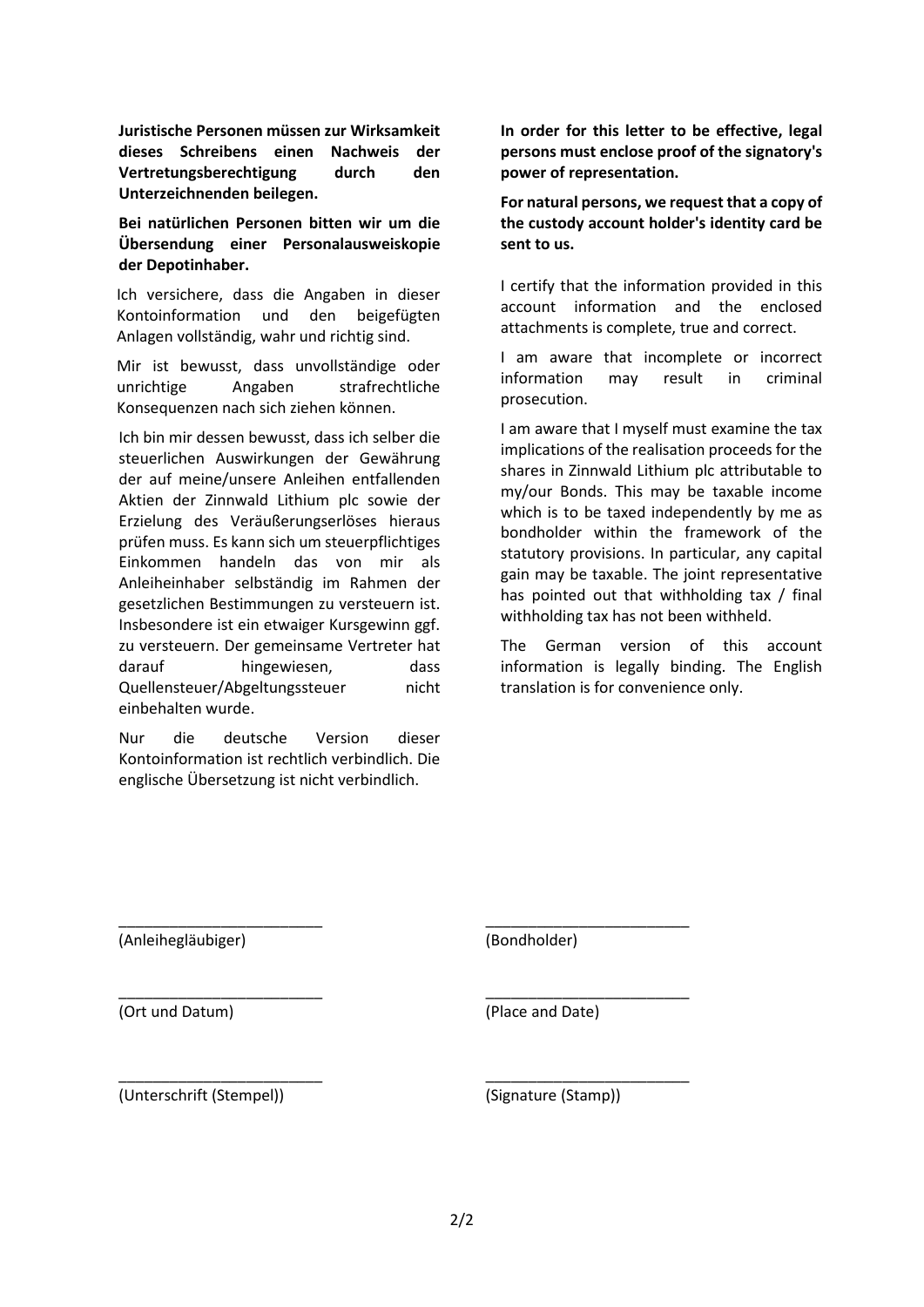**Juristische Personen müssen zur Wirksamkeit dieses Schreibens einen Nachweis der Vertretungsberechtigung durch den Unterzeichnenden beilegen.**

**Bei natürlichen Personen bitten wir um die Übersendung einer Personalausweiskopie der Depotinhaber.**

Ich versichere, dass die Angaben in dieser Kontoinformation und den beigefügten Anlagen vollständig, wahr und richtig sind.

Mir ist bewusst, dass unvollständige oder unrichtige Angaben strafrechtliche Konsequenzen nach sich ziehen können.

Ich bin mir dessen bewusst, dass ich selber die steuerlichen Auswirkungen der Gewährung der auf meine/unsere Anleihen entfallenden Aktien der Zinnwald Lithium plc sowie der Erzielung des Veräußerungserlöses hieraus prüfen muss. Es kann sich um steuerpflichtiges Einkommen handeln das von mir als Anleiheinhaber selbständig im Rahmen der gesetzlichen Bestimmungen zu versteuern ist. Insbesondere ist ein etwaiger Kursgewinn ggf. zu versteuern. Der gemeinsame Vertreter hat darauf hingewiesen, dass Quellensteuer/Abgeltungssteuer nicht einbehalten wurde.

Nur die deutsche Version dieser Kontoinformation ist rechtlich verbindlich. Die englische Übersetzung ist nicht verbindlich.

**In order for this letter to be effective, legal persons must enclose proof of the signatory's power of representation.**

**For natural persons, we request that a copy of the custody account holder's identity card be sent to us.**

I certify that the information provided in this account information and the enclosed attachments is complete, true and correct.

I am aware that incomplete or incorrect information may result in criminal prosecution.

I am aware that I myself must examine the tax implications of the realisation proceeds for the shares in Zinnwald Lithium plc attributable to my/our Bonds. This may be taxable income which is to be taxed independently by me as bondholder within the framework of the statutory provisions. In particular, any capital gain may be taxable. The joint representative has pointed out that withholding tax / final withholding tax has not been withheld.

The German version of this account information is legally binding. The English translation is for convenience only.

________________________
(Anleihegläubiger)

________________________
(Ort und Datum)

________________________
(Unterschrift (Stempel))

________________________
(Bondholder)

________________________
(Place and Date)

________________________
(Signature (Stamp))